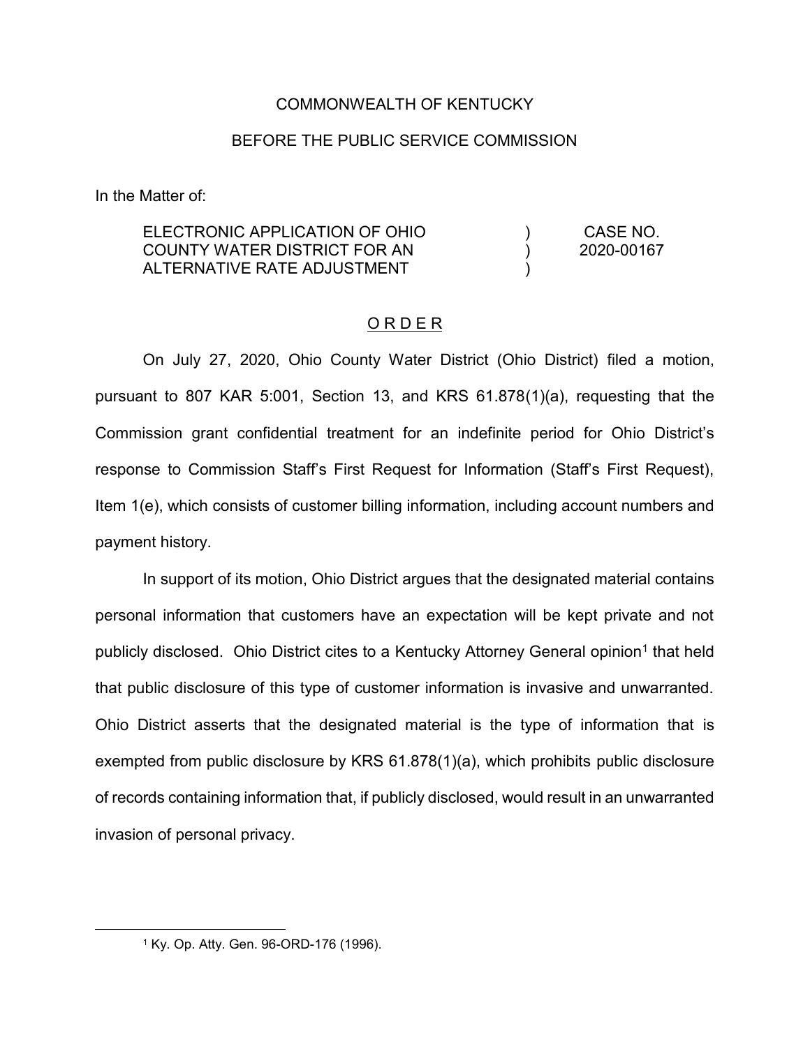COMMONWEALTH OF KENTUCKY

BEFORE THE PUBLIC SERVICE COMMISSION

In the Matter of:

| ELECTRONIC APPLICATION OF OHIO COUNTY WATER DISTRICT FOR AN ALTERNATIVE RATE ADJUSTMENT | ) ) ) | CASE NO. 2020-00167 |
|---|---|---|

## ORDER

On July 27, 2020, Ohio County Water District (Ohio District) filed a motion, pursuant to 807 KAR 5:001, Section 13, and KRS 61.878(1)(a), requesting that the Commission grant confidential treatment for an indefinite period for Ohio District's response to Commission Staff's First Request for Information (Staff's First Request), Item 1(e), which consists of customer billing information, including account numbers and payment history.

In support of its motion, Ohio District argues that the designated material contains personal information that customers have an expectation will be kept private and not publicly disclosed. Ohio District cites to a Kentucky Attorney General opinion[1] that held that public disclosure of this type of customer information is invasive and unwarranted. Ohio District asserts that the designated material is the type of information that is exempted from public disclosure by KRS 61.878(1)(a), which prohibits public disclosure of records containing information that, if publicly disclosed, would result in an unwarranted invasion of personal privacy.

[1] Ky. Op. Atty. Gen. 96-ORD-176 (1996).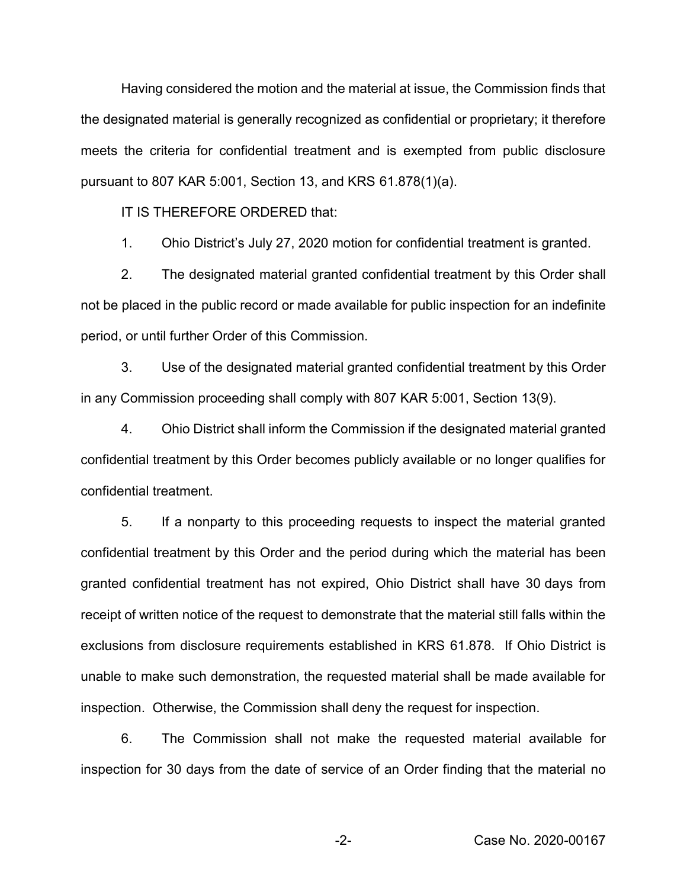Having considered the motion and the material at issue, the Commission finds that the designated material is generally recognized as confidential or proprietary; it therefore meets the criteria for confidential treatment and is exempted from public disclosure pursuant to 807 KAR 5:001, Section 13, and KRS 61.878(1)(a).

IT IS THEREFORE ORDERED that:

1. Ohio District's July 27, 2020 motion for confidential treatment is granted.

2. The designated material granted confidential treatment by this Order shall not be placed in the public record or made available for public inspection for an indefinite period, or until further Order of this Commission.

3. Use of the designated material granted confidential treatment by this Order in any Commission proceeding shall comply with 807 KAR 5:001, Section 13(9).

4. Ohio District shall inform the Commission if the designated material granted confidential treatment by this Order becomes publicly available or no longer qualifies for confidential treatment.

5. If a nonparty to this proceeding requests to inspect the material granted confidential treatment by this Order and the period during which the material has been granted confidential treatment has not expired, Ohio District shall have 30 days from receipt of written notice of the request to demonstrate that the material still falls within the exclusions from disclosure requirements established in KRS 61.878. If Ohio District is unable to make such demonstration, the requested material shall be made available for inspection. Otherwise, the Commission shall deny the request for inspection.

6. The Commission shall not make the requested material available for inspection for 30 days from the date of service of an Order finding that the material no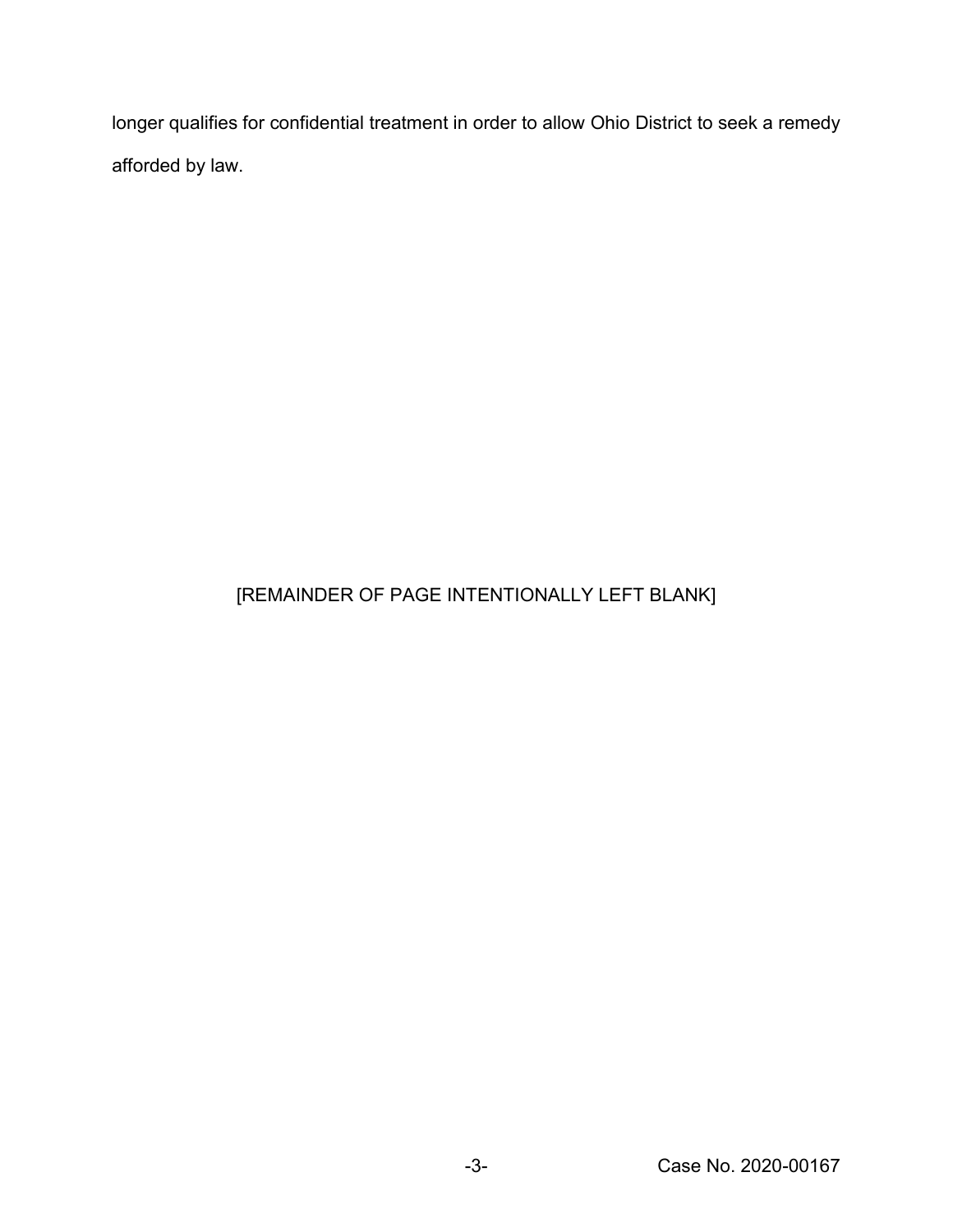longer qualifies for confidential treatment in order to allow Ohio District to seek a remedy afforded by law.

[REMAINDER OF PAGE INTENTIONALLY LEFT BLANK]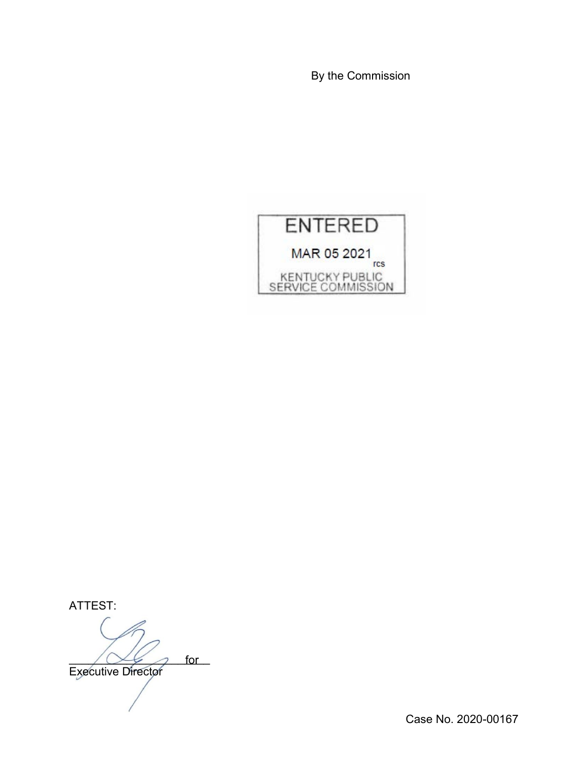By the Commission

ENTERED

MAR 05 2021

rcs

KENTUCKY PUBLIC SERVICE COMMISSION

ATTEST:

\_\_\_\_\_\_\_\_\_\_\_\_\_\_\_\_\_\_\_\_ for

Executive Director

Case No. 2020-00167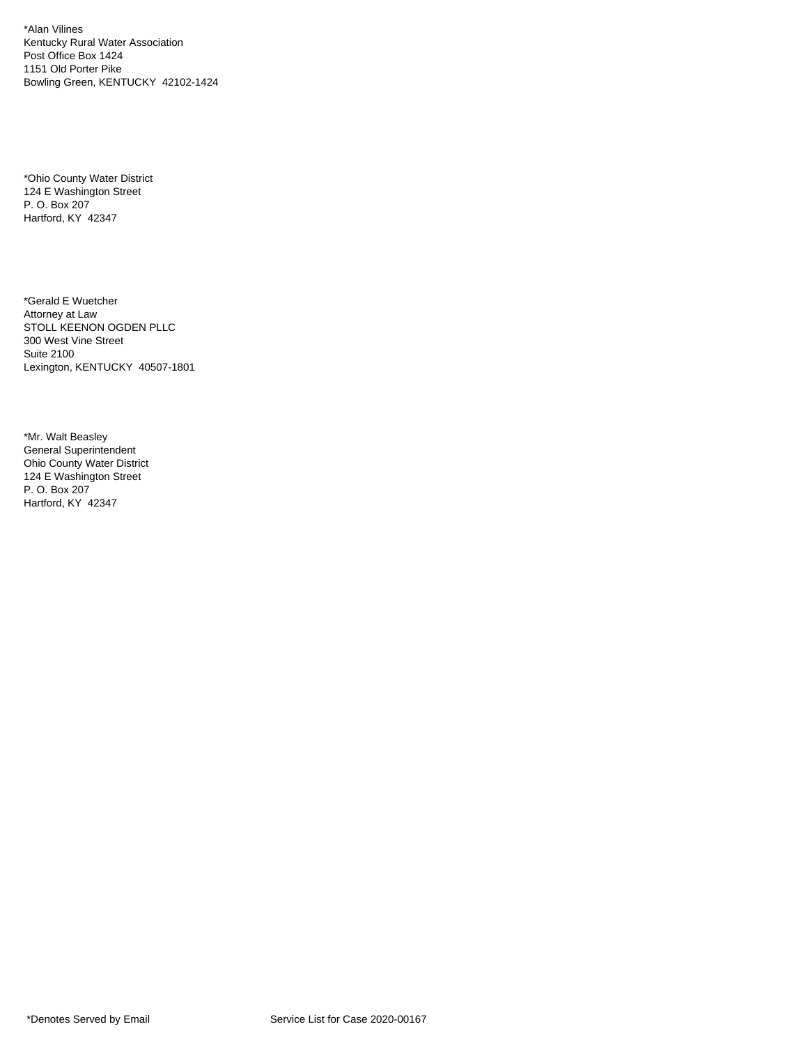*Alan Vilines
Kentucky Rural Water Association
Post Office Box 1424
1151 Old Porter Pike
Bowling Green, KENTUCKY  42102-1424

*Ohio County Water District
124 E Washington Street
P. O. Box 207
Hartford, KY  42347

*Gerald E Wuetcher
Attorney at Law
STOLL KEENON OGDEN PLLC
300 West Vine Street
Suite 2100
Lexington, KENTUCKY  40507-1801

*Mr. Walt Beasley
General Superintendent
Ohio County Water District
124 E Washington Street
P. O. Box 207
Hartford, KY  42347

*Denotes Served by Email

Service List for Case 2020-00167